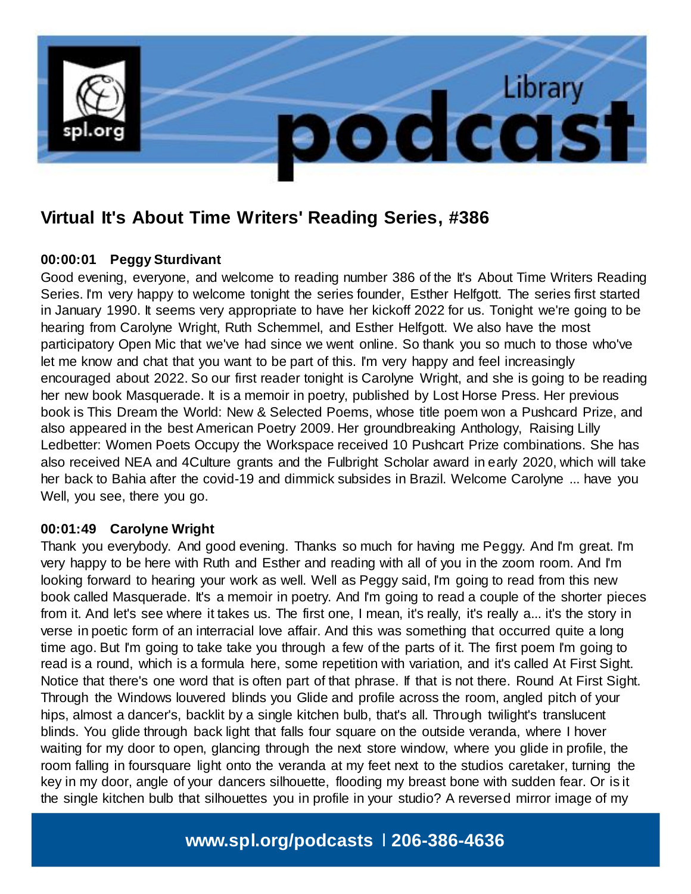# Virtual It's About Time Writers' Reading Series, #386

**00:00:01 Peggy Sturdivant**

Good evening, everyone, and welcome to reading number 386 of the It's About Time Writers Reading Series. I'm very happy to welcome tonight the series founder, Esther Helfgott. The series first started in January 1990. It seems very appropriate to have her kickoff 2022 for us. Tonight we're going to be hearing from Carolyne Wright, Ruth Schemmel, and Esther Helfgott. We also have the most participatory Open Mic that we've had since we went online. So thank you so much to those who've let me know and chat that you want to be part of this. I'm very happy and feel increasingly encouraged about 2022. So our first reader tonight is Carolyne Wright, and she is going to be reading her new book Masquerade. It is a memoir in poetry, published by Lost Horse Press. Her previous book is This Dream the World: New & Selected Poems, whose title poem won a Pushcard Prize, and also appeared in the best American Poetry 2009. Her groundbreaking Anthology, Raising Lilly Ledbetter: Women Poets Occupy the Workspace received 10 Pushcart Prize combinations. She has also received NEA and 4Culture grants and the Fulbright Scholar award in early 2020, which will take her back to Bahia after the covid-19 and dimmick subsides in Brazil. Welcome Carolyne ... have you Well, you see, there you go.

**00:01:49 Carolyne Wright**

Thank you everybody. And good evening. Thanks so much for having me Peggy. And I'm great. I'm very happy to be here with Ruth and Esther and reading with all of you in the zoom room. And I'm looking forward to hearing your work as well. Well as Peggy said, I'm going to read from this new book called Masquerade. It's a memoir in poetry. And I'm going to read a couple of the shorter pieces from it. And let's see where it takes us. The first one, I mean, it's really, it's really a... it's the story in verse in poetic form of an interracial love affair. And this was something that occurred quite a long time ago. But I'm going to take take you through a few of the parts of it. The first poem I'm going to read is a round, which is a formula here, some repetition with variation, and it's called At First Sight. Notice that there's one word that is often part of that phrase. If that is not there. Round At First Sight. Through the Windows louvered blinds you Glide and profile across the room, angled pitch of your hips, almost a dancer's, backlit by a single kitchen bulb, that's all. Through twilight's translucent blinds. You glide through back light that falls four square on the outside veranda, where I hover waiting for my door to open, glancing through the next store window, where you glide in profile, the room falling in foursquare light onto the veranda at my feet next to the studios caretaker, turning the key in my door, angle of your dancers silhouette, flooding my breast bone with sudden fear. Or is it the single kitchen bulb that silhouettes you in profile in your studio? A reversed mirror image of my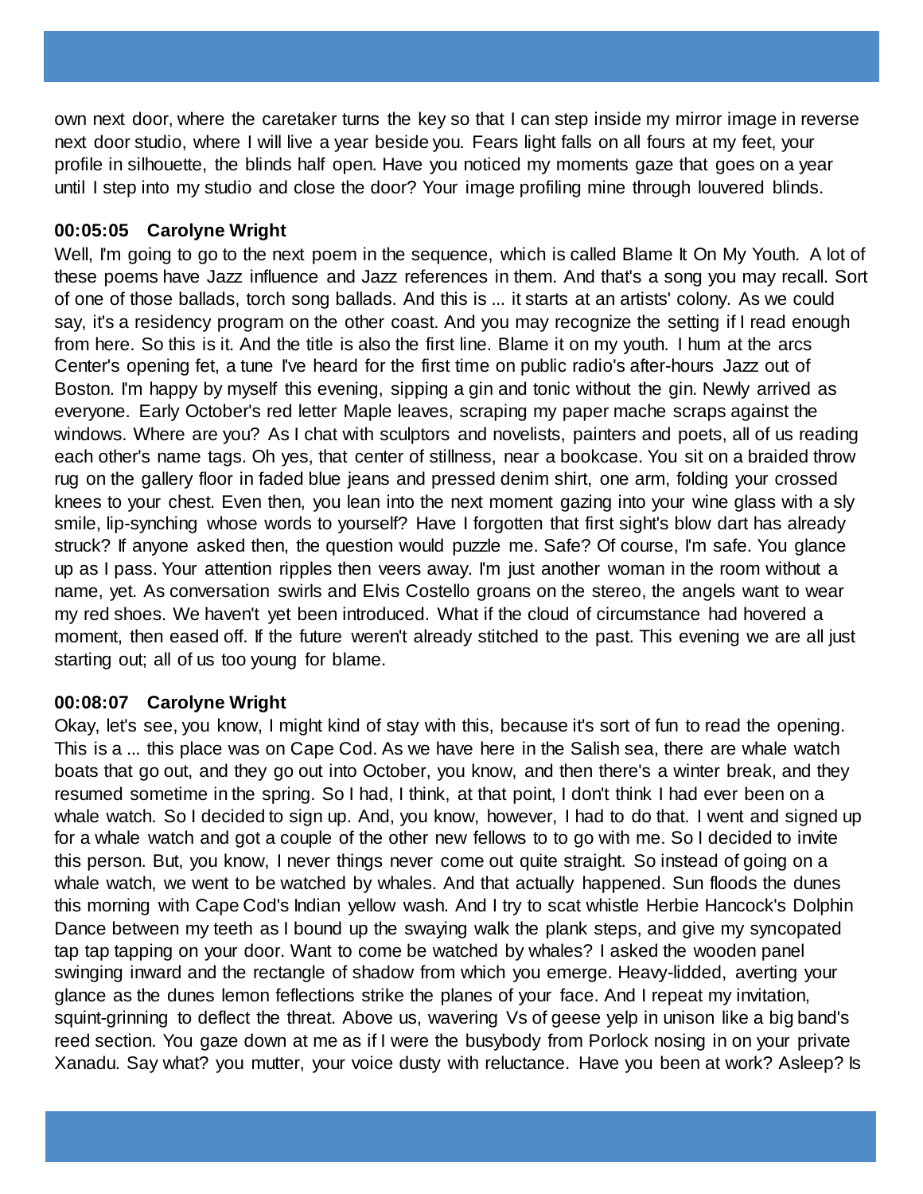own next door, where the caretaker turns the key so that I can step inside my mirror image in reverse next door studio, where I will live a year beside you. Fears light falls on all fours at my feet, your profile in silhouette, the blinds half open. Have you noticed my moments gaze that goes on a year until I step into my studio and close the door? Your image profiling mine through louvered blinds.

**00:05:05 Carolyne Wright**

Well, I'm going to go to the next poem in the sequence, which is called Blame It On My Youth. A lot of these poems have Jazz influence and Jazz references in them. And that's a song you may recall. Sort of one of those ballads, torch song ballads. And this is ... it starts at an artists' colony. As we could say, it's a residency program on the other coast. And you may recognize the setting if I read enough from here. So this is it. And the title is also the first line. Blame it on my youth. I hum at the arcs Center's opening fet, a tune I've heard for the first time on public radio's after-hours Jazz out of Boston. I'm happy by myself this evening, sipping a gin and tonic without the gin. Newly arrived as everyone. Early October's red letter Maple leaves, scraping my paper mache scraps against the windows. Where are you? As I chat with sculptors and novelists, painters and poets, all of us reading each other's name tags. Oh yes, that center of stillness, near a bookcase. You sit on a braided throw rug on the gallery floor in faded blue jeans and pressed denim shirt, one arm, folding your crossed knees to your chest. Even then, you lean into the next moment gazing into your wine glass with a sly smile, lip-synching whose words to yourself? Have I forgotten that first sight's blow dart has already struck? If anyone asked then, the question would puzzle me. Safe? Of course, I'm safe. You glance up as I pass. Your attention ripples then veers away. I'm just another woman in the room without a name, yet. As conversation swirls and Elvis Costello groans on the stereo, the angels want to wear my red shoes. We haven't yet been introduced. What if the cloud of circumstance had hovered a moment, then eased off. If the future weren't already stitched to the past. This evening we are all just starting out; all of us too young for blame.

**00:08:07 Carolyne Wright**

Okay, let's see, you know, I might kind of stay with this, because it's sort of fun to read the opening. This is a ... this place was on Cape Cod. As we have here in the Salish sea, there are whale watch boats that go out, and they go out into October, you know, and then there's a winter break, and they resumed sometime in the spring. So I had, I think, at that point, I don't think I had ever been on a whale watch. So I decided to sign up. And, you know, however, I had to do that. I went and signed up for a whale watch and got a couple of the other new fellows to to go with me. So I decided to invite this person. But, you know, I never things never come out quite straight. So instead of going on a whale watch, we went to be watched by whales. And that actually happened. Sun floods the dunes this morning with Cape Cod's Indian yellow wash. And I try to scat whistle Herbie Hancock's Dolphin Dance between my teeth as I bound up the swaying walk the plank steps, and give my syncopated tap tap tapping on your door. Want to come be watched by whales? I asked the wooden panel swinging inward and the rectangle of shadow from which you emerge. Heavy-lidded, averting your glance as the dunes lemon feflections strike the planes of your face. And I repeat my invitation, squint-grinning to deflect the threat. Above us, wavering Vs of geese yelp in unison like a big band's reed section. You gaze down at me as if I were the busybody from Porlock nosing in on your private Xanadu. Say what? you mutter, your voice dusty with reluctance. Have you been at work? Asleep? Is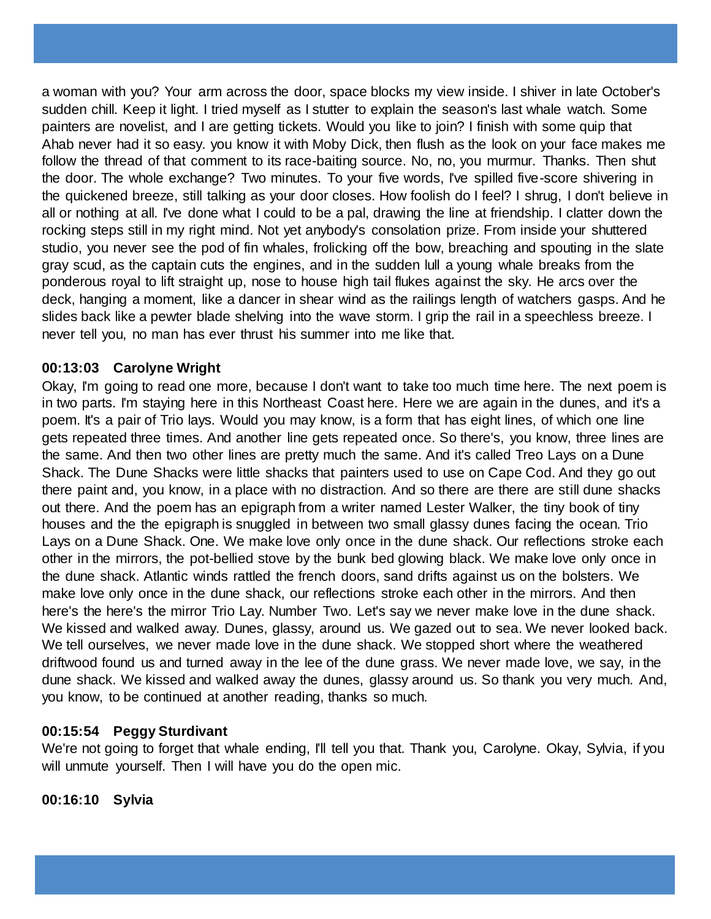a woman with you? Your arm across the door, space blocks my view inside. I shiver in late October's sudden chill. Keep it light. I tried myself as I stutter to explain the season's last whale watch. Some painters are novelist, and I are getting tickets. Would you like to join? I finish with some quip that Ahab never had it so easy. you know it with Moby Dick, then flush as the look on your face makes me follow the thread of that comment to its race-baiting source. No, no, you murmur. Thanks. Then shut the door. The whole exchange? Two minutes. To your five words, I've spilled five-score shivering in the quickened breeze, still talking as your door closes. How foolish do I feel? I shrug, I don't believe in all or nothing at all. I've done what I could to be a pal, drawing the line at friendship. I clatter down the rocking steps still in my right mind. Not yet anybody's consolation prize. From inside your shuttered studio, you never see the pod of fin whales, frolicking off the bow, breaching and spouting in the slate gray scud, as the captain cuts the engines, and in the sudden lull a young whale breaks from the ponderous royal to lift straight up, nose to house high tail flukes against the sky. He arcs over the deck, hanging a moment, like a dancer in shear wind as the railings length of watchers gasps. And he slides back like a pewter blade shelving into the wave storm. I grip the rail in a speechless breeze. I never tell you, no man has ever thrust his summer into me like that.

**00:13:03 Carolyne Wright**

Okay, I'm going to read one more, because I don't want to take too much time here. The next poem is in two parts. I'm staying here in this Northeast Coast here. Here we are again in the dunes, and it's a poem. It's a pair of Trio lays. Would you may know, is a form that has eight lines, of which one line gets repeated three times. And another line gets repeated once. So there's, you know, three lines are the same. And then two other lines are pretty much the same. And it's called Treo Lays on a Dune Shack. The Dune Shacks were little shacks that painters used to use on Cape Cod. And they go out there paint and, you know, in a place with no distraction. And so there are there are still dune shacks out there. And the poem has an epigraph from a writer named Lester Walker, the tiny book of tiny houses and the the epigraph is snuggled in between two small glassy dunes facing the ocean. Trio Lays on a Dune Shack. One. We make love only once in the dune shack. Our reflections stroke each other in the mirrors, the pot-bellied stove by the bunk bed glowing black. We make love only once in the dune shack. Atlantic winds rattled the french doors, sand drifts against us on the bolsters. We make love only once in the dune shack, our reflections stroke each other in the mirrors. And then here's the here's the mirror Trio Lay. Number Two. Let's say we never make love in the dune shack. We kissed and walked away. Dunes, glassy, around us. We gazed out to sea. We never looked back. We tell ourselves, we never made love in the dune shack. We stopped short where the weathered driftwood found us and turned away in the lee of the dune grass. We never made love, we say, in the dune shack. We kissed and walked away the dunes, glassy around us. So thank you very much. And, you know, to be continued at another reading, thanks so much.

**00:15:54 Peggy Sturdivant**

We're not going to forget that whale ending, I'll tell you that. Thank you, Carolyne. Okay, Sylvia, if you will unmute yourself. Then I will have you do the open mic.

**00:16:10 Sylvia**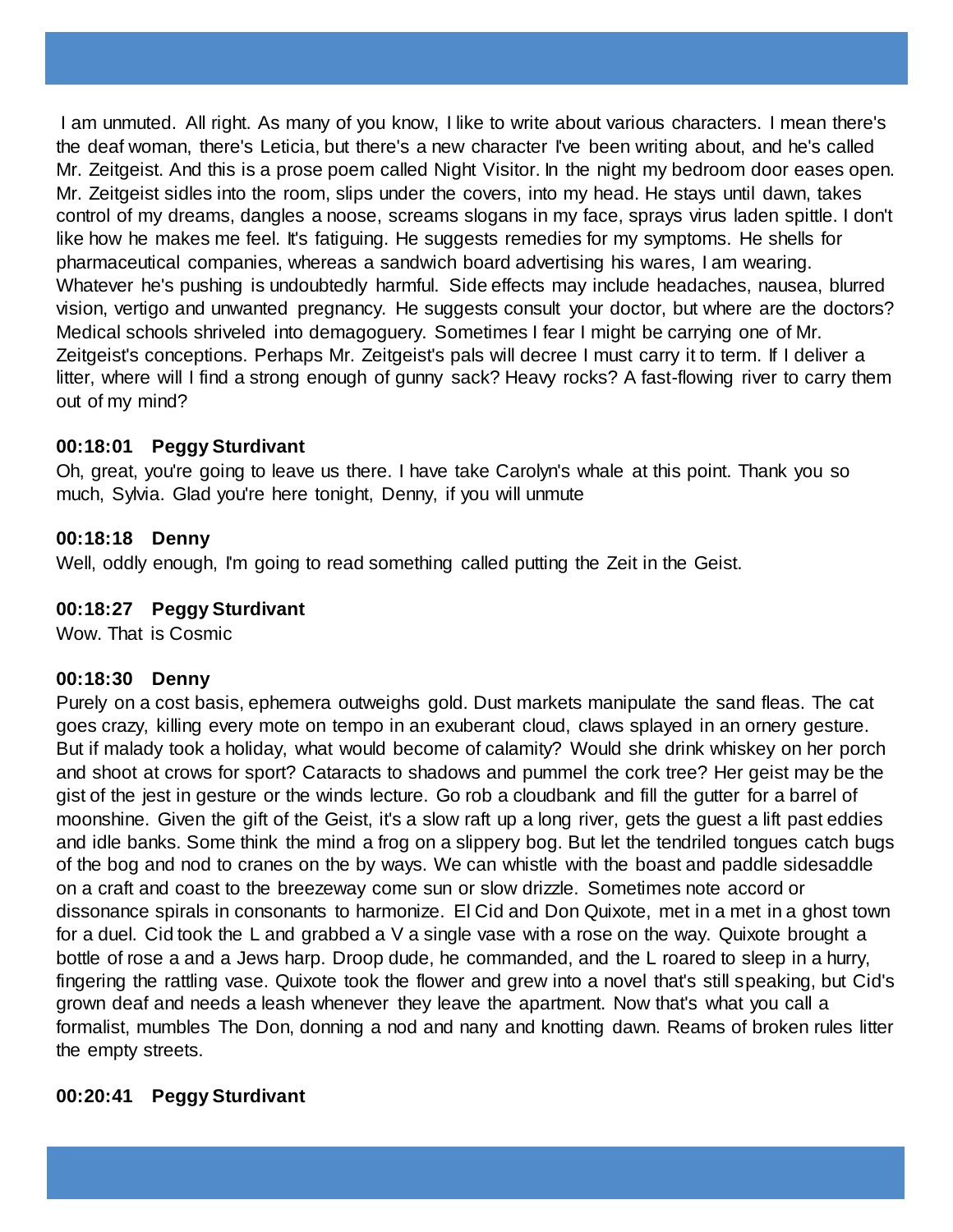I am unmuted. All right. As many of you know, I like to write about various characters. I mean there's the deaf woman, there's Leticia, but there's a new character I've been writing about, and he's called Mr. Zeitgeist. And this is a prose poem called Night Visitor. In the night my bedroom door eases open. Mr. Zeitgeist sidles into the room, slips under the covers, into my head. He stays until dawn, takes control of my dreams, dangles a noose, screams slogans in my face, sprays virus laden spittle. I don't like how he makes me feel. It's fatiguing. He suggests remedies for my symptoms. He shells for pharmaceutical companies, whereas a sandwich board advertising his wares, I am wearing. Whatever he's pushing is undoubtedly harmful. Side effects may include headaches, nausea, blurred vision, vertigo and unwanted pregnancy. He suggests consult your doctor, but where are the doctors? Medical schools shriveled into demagoguery. Sometimes I fear I might be carrying one of Mr. Zeitgeist's conceptions. Perhaps Mr. Zeitgeist's pals will decree I must carry it to term. If I deliver a litter, where will I find a strong enough of gunny sack? Heavy rocks? A fast-flowing river to carry them out of my mind?

**00:18:01 Peggy Sturdivant**

Oh, great, you're going to leave us there. I have take Carolyn's whale at this point. Thank you so much, Sylvia. Glad you're here tonight, Denny, if you will unmute

**00:18:18 Denny**

Well, oddly enough, I'm going to read something called putting the Zeit in the Geist.

**00:18:27 Peggy Sturdivant**

Wow. That is Cosmic

**00:18:30 Denny**

Purely on a cost basis, ephemera outweighs gold. Dust markets manipulate the sand fleas. The cat goes crazy, killing every mote on tempo in an exuberant cloud, claws splayed in an ornery gesture. But if malady took a holiday, what would become of calamity? Would she drink whiskey on her porch and shoot at crows for sport? Cataracts to shadows and pummel the cork tree? Her geist may be the gist of the jest in gesture or the winds lecture. Go rob a cloudbank and fill the gutter for a barrel of moonshine. Given the gift of the Geist, it's a slow raft up a long river, gets the guest a lift past eddies and idle banks. Some think the mind a frog on a slippery bog. But let the tendriled tongues catch bugs of the bog and nod to cranes on the by ways. We can whistle with the boast and paddle sidesaddle on a craft and coast to the breezeway come sun or slow drizzle. Sometimes note accord or dissonance spirals in consonants to harmonize. El Cid and Don Quixote, met in a met in a ghost town for a duel. Cid took the L and grabbed a V a single vase with a rose on the way. Quixote brought a bottle of rose a and a Jews harp. Droop dude, he commanded, and the L roared to sleep in a hurry, fingering the rattling vase. Quixote took the flower and grew into a novel that's still speaking, but Cid's grown deaf and needs a leash whenever they leave the apartment. Now that's what you call a formalist, mumbles The Don, donning a nod and nany and knotting dawn. Reams of broken rules litter the empty streets.

**00:20:41 Peggy Sturdivant**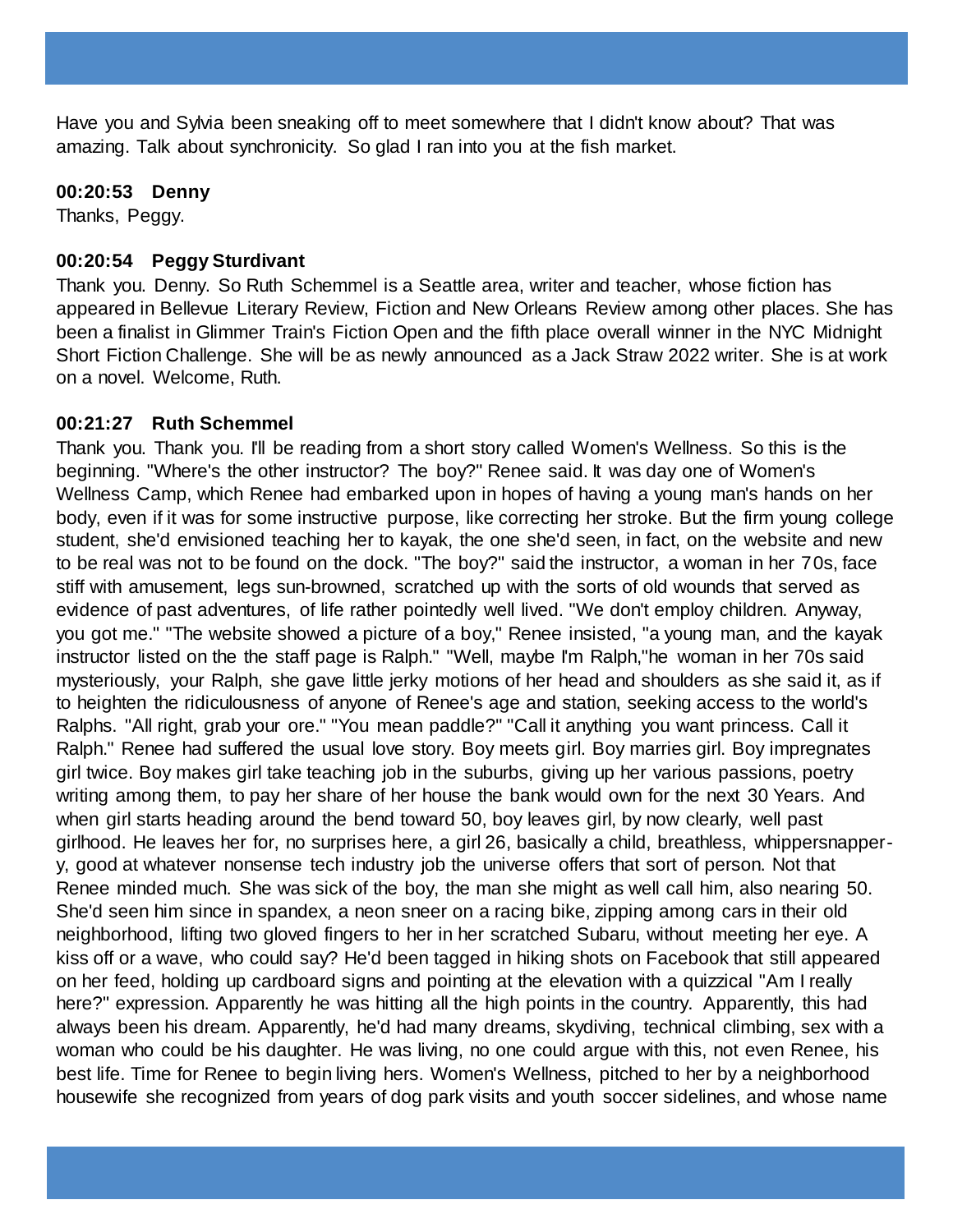Have you and Sylvia been sneaking off to meet somewhere that I didn't know about? That was amazing. Talk about synchronicity. So glad I ran into you at the fish market.

**00:20:53 Denny**
Thanks, Peggy.

**00:20:54 Peggy Sturdivant**
Thank you. Denny. So Ruth Schemmel is a Seattle area, writer and teacher, whose fiction has appeared in Bellevue Literary Review, Fiction and New Orleans Review among other places. She has been a finalist in Glimmer Train's Fiction Open and the fifth place overall winner in the NYC Midnight Short Fiction Challenge. She will be as newly announced as a Jack Straw 2022 writer. She is at work on a novel. Welcome, Ruth.

**00:21:27 Ruth Schemmel**
Thank you. Thank you. I'll be reading from a short story called Women's Wellness. So this is the beginning. "Where's the other instructor? The boy?" Renee said. It was day one of Women's Wellness Camp, which Renee had embarked upon in hopes of having a young man's hands on her body, even if it was for some instructive purpose, like correcting her stroke. But the firm young college student, she'd envisioned teaching her to kayak, the one she'd seen, in fact, on the website and new to be real was not to be found on the dock. "The boy?" said the instructor, a woman in her 70s, face stiff with amusement, legs sun-browned, scratched up with the sorts of old wounds that served as evidence of past adventures, of life rather pointedly well lived. "We don't employ children. Anyway, you got me." "The website showed a picture of a boy," Renee insisted, "a young man, and the kayak instructor listed on the the staff page is Ralph." "Well, maybe I'm Ralph,"he woman in her 70s said mysteriously, your Ralph, she gave little jerky motions of her head and shoulders as she said it, as if to heighten the ridiculousness of anyone of Renee's age and station, seeking access to the world's Ralphs. "All right, grab your ore." "You mean paddle?" "Call it anything you want princess. Call it Ralph." Renee had suffered the usual love story. Boy meets girl. Boy marries girl. Boy impregnates girl twice. Boy makes girl take teaching job in the suburbs, giving up her various passions, poetry writing among them, to pay her share of her house the bank would own for the next 30 Years. And when girl starts heading around the bend toward 50, boy leaves girl, by now clearly, well past girlhood. He leaves her for, no surprises here, a girl 26, basically a child, breathless, whippersnapper-y, good at whatever nonsense tech industry job the universe offers that sort of person. Not that Renee minded much. She was sick of the boy, the man she might as well call him, also nearing 50. She'd seen him since in spandex, a neon sneer on a racing bike, zipping among cars in their old neighborhood, lifting two gloved fingers to her in her scratched Subaru, without meeting her eye. A kiss off or a wave, who could say? He'd been tagged in hiking shots on Facebook that still appeared on her feed, holding up cardboard signs and pointing at the elevation with a quizzical "Am I really here?" expression. Apparently he was hitting all the high points in the country. Apparently, this had always been his dream. Apparently, he'd had many dreams, skydiving, technical climbing, sex with a woman who could be his daughter. He was living, no one could argue with this, not even Renee, his best life. Time for Renee to begin living hers. Women's Wellness, pitched to her by a neighborhood housewife she recognized from years of dog park visits and youth soccer sidelines, and whose name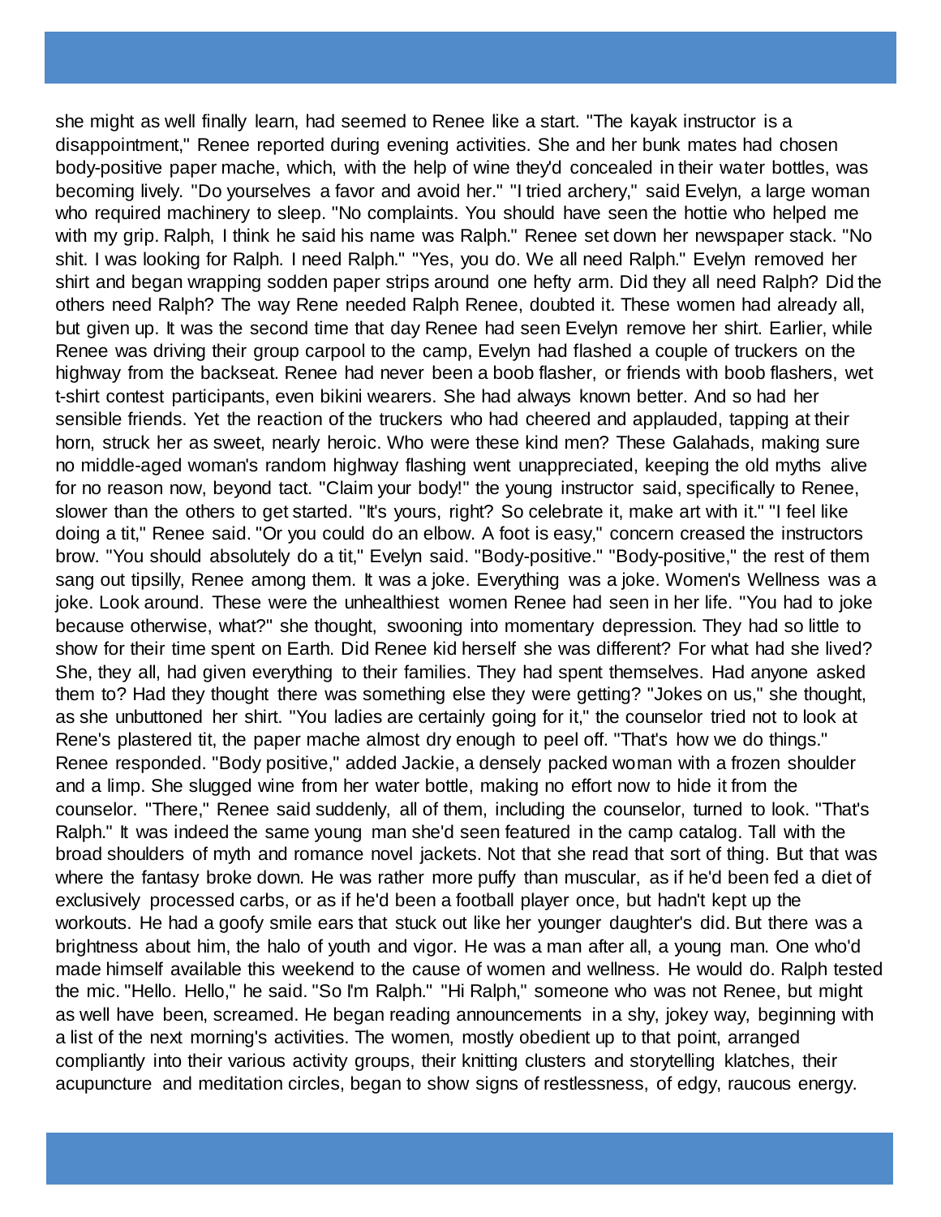she might as well finally learn, had seemed to Renee like a start. "The kayak instructor is a disappointment," Renee reported during evening activities. She and her bunk mates had chosen body-positive paper mache, which, with the help of wine they'd concealed in their water bottles, was becoming lively. "Do yourselves a favor and avoid her." "I tried archery," said Evelyn, a large woman who required machinery to sleep. "No complaints. You should have seen the hottie who helped me with my grip. Ralph, I think he said his name was Ralph." Renee set down her newspaper stack. "No shit. I was looking for Ralph. I need Ralph." "Yes, you do. We all need Ralph." Evelyn removed her shirt and began wrapping sodden paper strips around one hefty arm. Did they all need Ralph? Did the others need Ralph? The way Rene needed Ralph Renee, doubted it. These women had already all, but given up. It was the second time that day Renee had seen Evelyn remove her shirt. Earlier, while Renee was driving their group carpool to the camp, Evelyn had flashed a couple of truckers on the highway from the backseat. Renee had never been a boob flasher, or friends with boob flashers, wet t-shirt contest participants, even bikini wearers. She had always known better. And so had her sensible friends. Yet the reaction of the truckers who had cheered and applauded, tapping at their horn, struck her as sweet, nearly heroic. Who were these kind men? These Galahads, making sure no middle-aged woman's random highway flashing went unappreciated, keeping the old myths alive for no reason now, beyond tact. "Claim your body!" the young instructor said, specifically to Renee, slower than the others to get started. "It's yours, right? So celebrate it, make art with it." "I feel like doing a tit," Renee said. "Or you could do an elbow. A foot is easy," concern creased the instructors brow. "You should absolutely do a tit," Evelyn said. "Body-positive." "Body-positive," the rest of them sang out tipsilly, Renee among them. It was a joke. Everything was a joke. Women's Wellness was a joke. Look around. These were the unhealthiest women Renee had seen in her life. "You had to joke because otherwise, what?" she thought, swooning into momentary depression. They had so little to show for their time spent on Earth. Did Renee kid herself she was different? For what had she lived? She, they all, had given everything to their families. They had spent themselves. Had anyone asked them to? Had they thought there was something else they were getting? "Jokes on us," she thought, as she unbuttoned her shirt. "You ladies are certainly going for it," the counselor tried not to look at Rene's plastered tit, the paper mache almost dry enough to peel off. "That's how we do things." Renee responded. "Body positive," added Jackie, a densely packed woman with a frozen shoulder and a limp. She slugged wine from her water bottle, making no effort now to hide it from the counselor. "There," Renee said suddenly, all of them, including the counselor, turned to look. "That's Ralph." It was indeed the same young man she'd seen featured in the camp catalog. Tall with the broad shoulders of myth and romance novel jackets. Not that she read that sort of thing. But that was where the fantasy broke down. He was rather more puffy than muscular, as if he'd been fed a diet of exclusively processed carbs, or as if he'd been a football player once, but hadn't kept up the workouts. He had a goofy smile ears that stuck out like her younger daughter's did. But there was a brightness about him, the halo of youth and vigor. He was a man after all, a young man. One who'd made himself available this weekend to the cause of women and wellness. He would do. Ralph tested the mic. "Hello. Hello," he said. "So I'm Ralph." "Hi Ralph," someone who was not Renee, but might as well have been, screamed. He began reading announcements in a shy, jokey way, beginning with a list of the next morning's activities. The women, mostly obedient up to that point, arranged compliantly into their various activity groups, their knitting clusters and storytelling klatches, their acupuncture and meditation circles, began to show signs of restlessness, of edgy, raucous energy.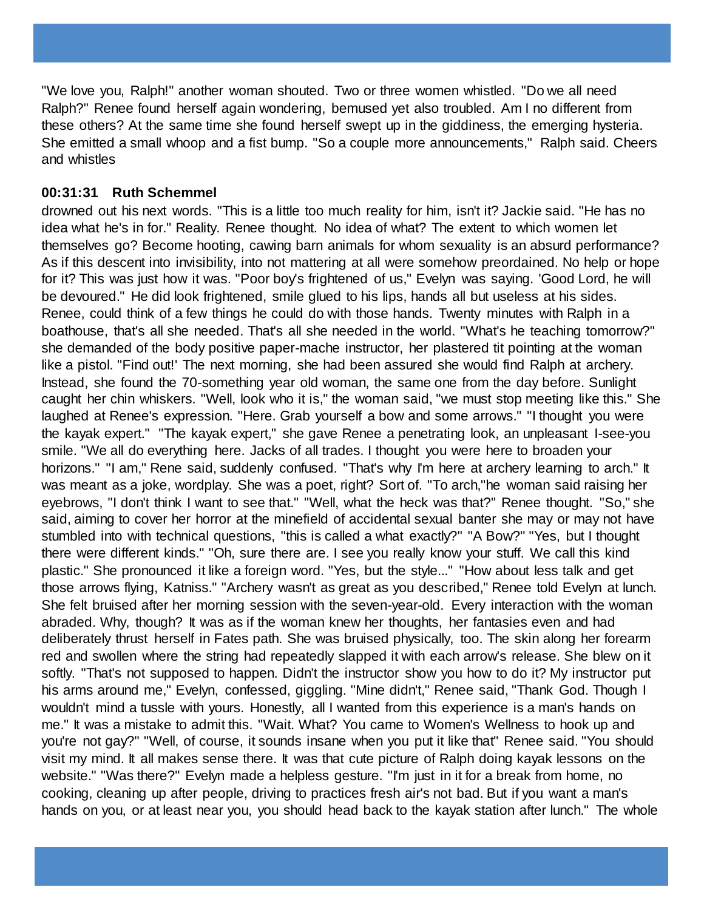"We love you, Ralph!" another woman shouted. Two or three women whistled. "Do we all need Ralph?" Renee found herself again wondering, bemused yet also troubled. Am I no different from these others? At the same time she found herself swept up in the giddiness, the emerging hysteria. She emitted a small whoop and a fist bump. "So a couple more announcements," Ralph said. Cheers and whistles

**00:31:31 Ruth Schemmel**

drowned out his next words. "This is a little too much reality for him, isn't it? Jackie said. "He has no idea what he's in for." Reality. Renee thought. No idea of what? The extent to which women let themselves go? Become hooting, cawing barn animals for whom sexuality is an absurd performance? As if this descent into invisibility, into not mattering at all were somehow preordained. No help or hope for it? This was just how it was. "Poor boy's frightened of us," Evelyn was saying. 'Good Lord, he will be devoured." He did look frightened, smile glued to his lips, hands all but useless at his sides. Renee, could think of a few things he could do with those hands. Twenty minutes with Ralph in a boathouse, that's all she needed. That's all she needed in the world. "What's he teaching tomorrow?" she demanded of the body positive paper-mache instructor, her plastered tit pointing at the woman like a pistol. "Find out!' The next morning, she had been assured she would find Ralph at archery. Instead, she found the 70-something year old woman, the same one from the day before. Sunlight caught her chin whiskers. "Well, look who it is," the woman said, "we must stop meeting like this." She laughed at Renee's expression. "Here. Grab yourself a bow and some arrows." "I thought you were the kayak expert." "The kayak expert," she gave Renee a penetrating look, an unpleasant I-see-you smile. "We all do everything here. Jacks of all trades. I thought you were here to broaden your horizons." "I am," Rene said, suddenly confused. "That's why I'm here at archery learning to arch." It was meant as a joke, wordplay. She was a poet, right? Sort of. "To arch,"he woman said raising her eyebrows, "I don't think I want to see that." "Well, what the heck was that?" Renee thought. "So," she said, aiming to cover her horror at the minefield of accidental sexual banter she may or may not have stumbled into with technical questions, "this is called a what exactly?" "A Bow?" "Yes, but I thought there were different kinds." "Oh, sure there are. I see you really know your stuff. We call this kind plastic." She pronounced it like a foreign word. "Yes, but the style..." "How about less talk and get those arrows flying, Katniss." "Archery wasn't as great as you described," Renee told Evelyn at lunch. She felt bruised after her morning session with the seven-year-old. Every interaction with the woman abraded. Why, though? It was as if the woman knew her thoughts, her fantasies even and had deliberately thrust herself in Fates path. She was bruised physically, too. The skin along her forearm red and swollen where the string had repeatedly slapped it with each arrow's release. She blew on it softly. "That's not supposed to happen. Didn't the instructor show you how to do it? My instructor put his arms around me," Evelyn, confessed, giggling. "Mine didn't," Renee said, "Thank God. Though I wouldn't mind a tussle with yours. Honestly, all I wanted from this experience is a man's hands on me." It was a mistake to admit this. "Wait. What? You came to Women's Wellness to hook up and you're not gay?" "Well, of course, it sounds insane when you put it like that" Renee said. "You should visit my mind. It all makes sense there. It was that cute picture of Ralph doing kayak lessons on the website." "Was there?" Evelyn made a helpless gesture. "I'm just in it for a break from home, no cooking, cleaning up after people, driving to practices fresh air's not bad. But if you want a man's hands on you, or at least near you, you should head back to the kayak station after lunch." The whole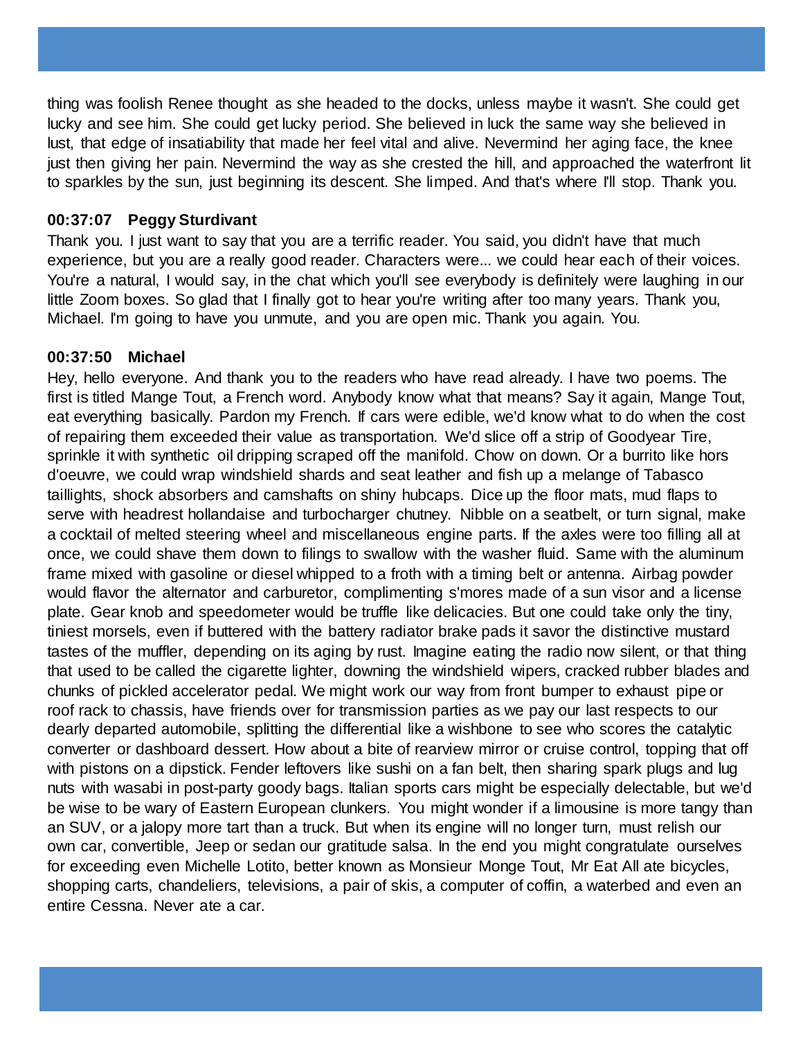thing was foolish Renee thought as she headed to the docks, unless maybe it wasn't. She could get lucky and see him. She could get lucky period. She believed in luck the same way she believed in lust, that edge of insatiability that made her feel vital and alive. Nevermind her aging face, the knee just then giving her pain. Nevermind the way as she crested the hill, and approached the waterfront lit to sparkles by the sun, just beginning its descent. She limped. And that's where I'll stop. Thank you.

**00:37:07 Peggy Sturdivant**

Thank you. I just want to say that you are a terrific reader. You said, you didn't have that much experience, but you are a really good reader. Characters were... we could hear each of their voices. You're a natural, I would say, in the chat which you'll see everybody is definitely were laughing in our little Zoom boxes. So glad that I finally got to hear you're writing after too many years. Thank you, Michael. I'm going to have you unmute, and you are open mic. Thank you again. You.

**00:37:50 Michael**

Hey, hello everyone. And thank you to the readers who have read already. I have two poems. The first is titled Mange Tout, a French word. Anybody know what that means? Say it again, Mange Tout, eat everything basically. Pardon my French. If cars were edible, we'd know what to do when the cost of repairing them exceeded their value as transportation. We'd slice off a strip of Goodyear Tire, sprinkle it with synthetic oil dripping scraped off the manifold. Chow on down. Or a burrito like hors d'oeuvre, we could wrap windshield shards and seat leather and fish up a melange of Tabasco taillights, shock absorbers and camshafts on shiny hubcaps. Dice up the floor mats, mud flaps to serve with headrest hollandaise and turbocharger chutney. Nibble on a seatbelt, or turn signal, make a cocktail of melted steering wheel and miscellaneous engine parts. If the axles were too filling all at once, we could shave them down to filings to swallow with the washer fluid. Same with the aluminum frame mixed with gasoline or diesel whipped to a froth with a timing belt or antenna. Airbag powder would flavor the alternator and carburetor, complimenting s'mores made of a sun visor and a license plate. Gear knob and speedometer would be truffle like delicacies. But one could take only the tiny, tiniest morsels, even if buttered with the battery radiator brake pads it savor the distinctive mustard tastes of the muffler, depending on its aging by rust. Imagine eating the radio now silent, or that thing that used to be called the cigarette lighter, downing the windshield wipers, cracked rubber blades and chunks of pickled accelerator pedal. We might work our way from front bumper to exhaust pipe or roof rack to chassis, have friends over for transmission parties as we pay our last respects to our dearly departed automobile, splitting the differential like a wishbone to see who scores the catalytic converter or dashboard dessert. How about a bite of rearview mirror or cruise control, topping that off with pistons on a dipstick. Fender leftovers like sushi on a fan belt, then sharing spark plugs and lug nuts with wasabi in post-party goody bags. Italian sports cars might be especially delectable, but we'd be wise to be wary of Eastern European clunkers. You might wonder if a limousine is more tangy than an SUV, or a jalopy more tart than a truck. But when its engine will no longer turn, must relish our own car, convertible, Jeep or sedan our gratitude salsa. In the end you might congratulate ourselves for exceeding even Michelle Lotito, better known as Monsieur Monge Tout, Mr Eat All ate bicycles, shopping carts, chandeliers, televisions, a pair of skis, a computer of coffin, a waterbed and even an entire Cessna. Never ate a car.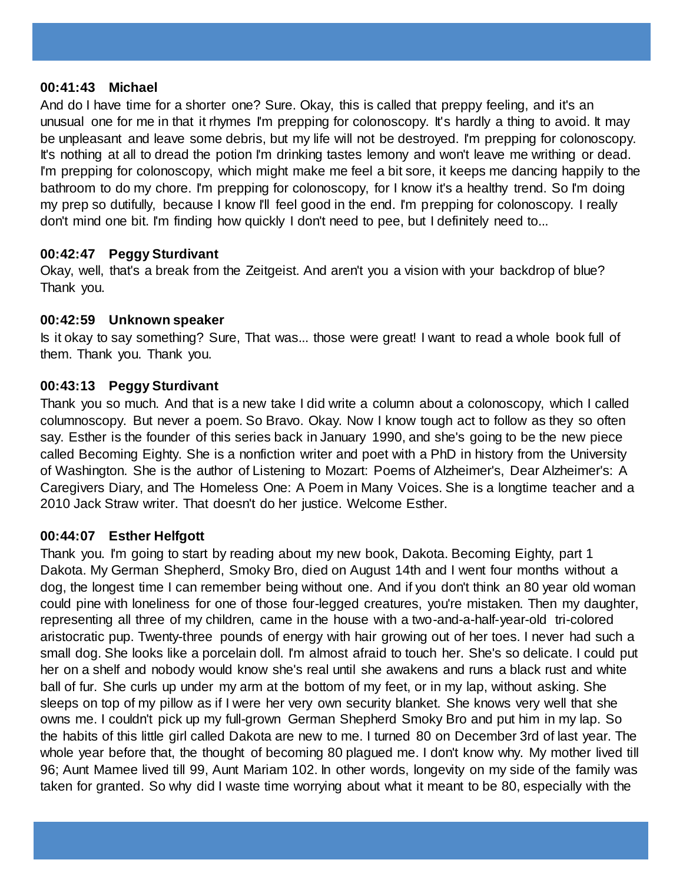**00:41:43 Michael**

And do I have time for a shorter one? Sure. Okay, this is called that preppy feeling, and it's an unusual one for me in that it rhymes I'm prepping for colonoscopy. It's hardly a thing to avoid. It may be unpleasant and leave some debris, but my life will not be destroyed. I'm prepping for colonoscopy. It's nothing at all to dread the potion I'm drinking tastes lemony and won't leave me writhing or dead. I'm prepping for colonoscopy, which might make me feel a bit sore, it keeps me dancing happily to the bathroom to do my chore. I'm prepping for colonoscopy, for I know it's a healthy trend. So I'm doing my prep so dutifully, because I know I'll feel good in the end. I'm prepping for colonoscopy. I really don't mind one bit. I'm finding how quickly I don't need to pee, but I definitely need to...

**00:42:47 Peggy Sturdivant**

Okay, well, that's a break from the Zeitgeist. And aren't you a vision with your backdrop of blue? Thank you.

**00:42:59 Unknown speaker**

Is it okay to say something? Sure, That was... those were great! I want to read a whole book full of them. Thank you. Thank you.

**00:43:13 Peggy Sturdivant**

Thank you so much. And that is a new take I did write a column about a colonoscopy, which I called columnoscopy. But never a poem. So Bravo. Okay. Now I know tough act to follow as they so often say. Esther is the founder of this series back in January 1990, and she's going to be the new piece called Becoming Eighty. She is a nonfiction writer and poet with a PhD in history from the University of Washington. She is the author of Listening to Mozart: Poems of Alzheimer's, Dear Alzheimer's: A Caregivers Diary, and The Homeless One: A Poem in Many Voices. She is a longtime teacher and a 2010 Jack Straw writer. That doesn't do her justice. Welcome Esther.

**00:44:07 Esther Helfgott**

Thank you. I'm going to start by reading about my new book, Dakota. Becoming Eighty, part 1 Dakota. My German Shepherd, Smoky Bro, died on August 14th and I went four months without a dog, the longest time I can remember being without one. And if you don't think an 80 year old woman could pine with loneliness for one of those four-legged creatures, you're mistaken. Then my daughter, representing all three of my children, came in the house with a two-and-a-half-year-old tri-colored aristocratic pup. Twenty-three pounds of energy with hair growing out of her toes. I never had such a small dog. She looks like a porcelain doll. I'm almost afraid to touch her. She's so delicate. I could put her on a shelf and nobody would know she's real until she awakens and runs a black rust and white ball of fur. She curls up under my arm at the bottom of my feet, or in my lap, without asking. She sleeps on top of my pillow as if I were her very own security blanket. She knows very well that she owns me. I couldn't pick up my full-grown German Shepherd Smoky Bro and put him in my lap. So the habits of this little girl called Dakota are new to me. I turned 80 on December 3rd of last year. The whole year before that, the thought of becoming 80 plagued me. I don't know why. My mother lived till 96; Aunt Mamee lived till 99, Aunt Mariam 102. In other words, longevity on my side of the family was taken for granted. So why did I waste time worrying about what it meant to be 80, especially with the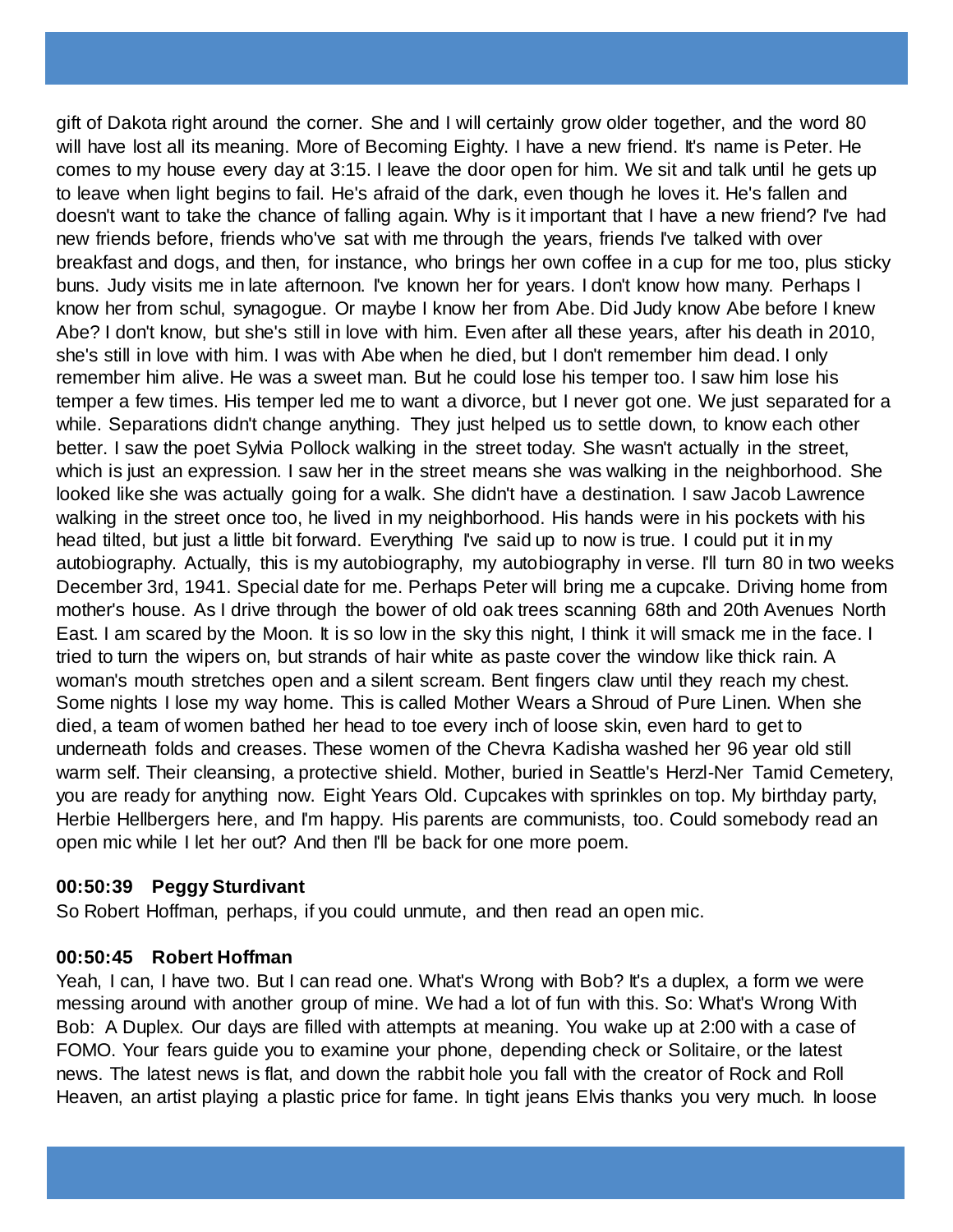gift of Dakota right around the corner. She and I will certainly grow older together, and the word 80 will have lost all its meaning. More of Becoming Eighty. I have a new friend. It's name is Peter. He comes to my house every day at 3:15. I leave the door open for him. We sit and talk until he gets up to leave when light begins to fail. He's afraid of the dark, even though he loves it. He's fallen and doesn't want to take the chance of falling again. Why is it important that I have a new friend? I've had new friends before, friends who've sat with me through the years, friends I've talked with over breakfast and dogs, and then, for instance, who brings her own coffee in a cup for me too, plus sticky buns. Judy visits me in late afternoon. I've known her for years. I don't know how many. Perhaps I know her from schul, synagogue. Or maybe I know her from Abe. Did Judy know Abe before I knew Abe? I don't know, but she's still in love with him. Even after all these years, after his death in 2010, she's still in love with him. I was with Abe when he died, but I don't remember him dead. I only remember him alive. He was a sweet man. But he could lose his temper too. I saw him lose his temper a few times. His temper led me to want a divorce, but I never got one. We just separated for a while. Separations didn't change anything. They just helped us to settle down, to know each other better. I saw the poet Sylvia Pollock walking in the street today. She wasn't actually in the street, which is just an expression. I saw her in the street means she was walking in the neighborhood. She looked like she was actually going for a walk. She didn't have a destination. I saw Jacob Lawrence walking in the street once too, he lived in my neighborhood. His hands were in his pockets with his head tilted, but just a little bit forward. Everything I've said up to now is true. I could put it in my autobiography. Actually, this is my autobiography, my autobiography in verse. I'll turn 80 in two weeks December 3rd, 1941. Special date for me. Perhaps Peter will bring me a cupcake. Driving home from mother's house. As I drive through the bower of old oak trees scanning 68th and 20th Avenues North East. I am scared by the Moon. It is so low in the sky this night, I think it will smack me in the face. I tried to turn the wipers on, but strands of hair white as paste cover the window like thick rain. A woman's mouth stretches open and a silent scream. Bent fingers claw until they reach my chest. Some nights I lose my way home. This is called Mother Wears a Shroud of Pure Linen. When she died, a team of women bathed her head to toe every inch of loose skin, even hard to get to underneath folds and creases. These women of the Chevra Kadisha washed her 96 year old still warm self. Their cleansing, a protective shield. Mother, buried in Seattle's Herzl-Ner Tamid Cemetery, you are ready for anything now. Eight Years Old. Cupcakes with sprinkles on top. My birthday party, Herbie Hellbergers here, and I'm happy. His parents are communists, too. Could somebody read an open mic while I let her out? And then I'll be back for one more poem.

**00:50:39 Peggy Sturdivant**
So Robert Hoffman, perhaps, if you could unmute, and then read an open mic.

**00:50:45 Robert Hoffman**
Yeah, I can, I have two. But I can read one. What's Wrong with Bob? It's a duplex, a form we were messing around with another group of mine. We had a lot of fun with this. So: What's Wrong With Bob: A Duplex. Our days are filled with attempts at meaning. You wake up at 2:00 with a case of FOMO. Your fears guide you to examine your phone, depending check or Solitaire, or the latest news. The latest news is flat, and down the rabbit hole you fall with the creator of Rock and Roll Heaven, an artist playing a plastic price for fame. In tight jeans Elvis thanks you very much. In loose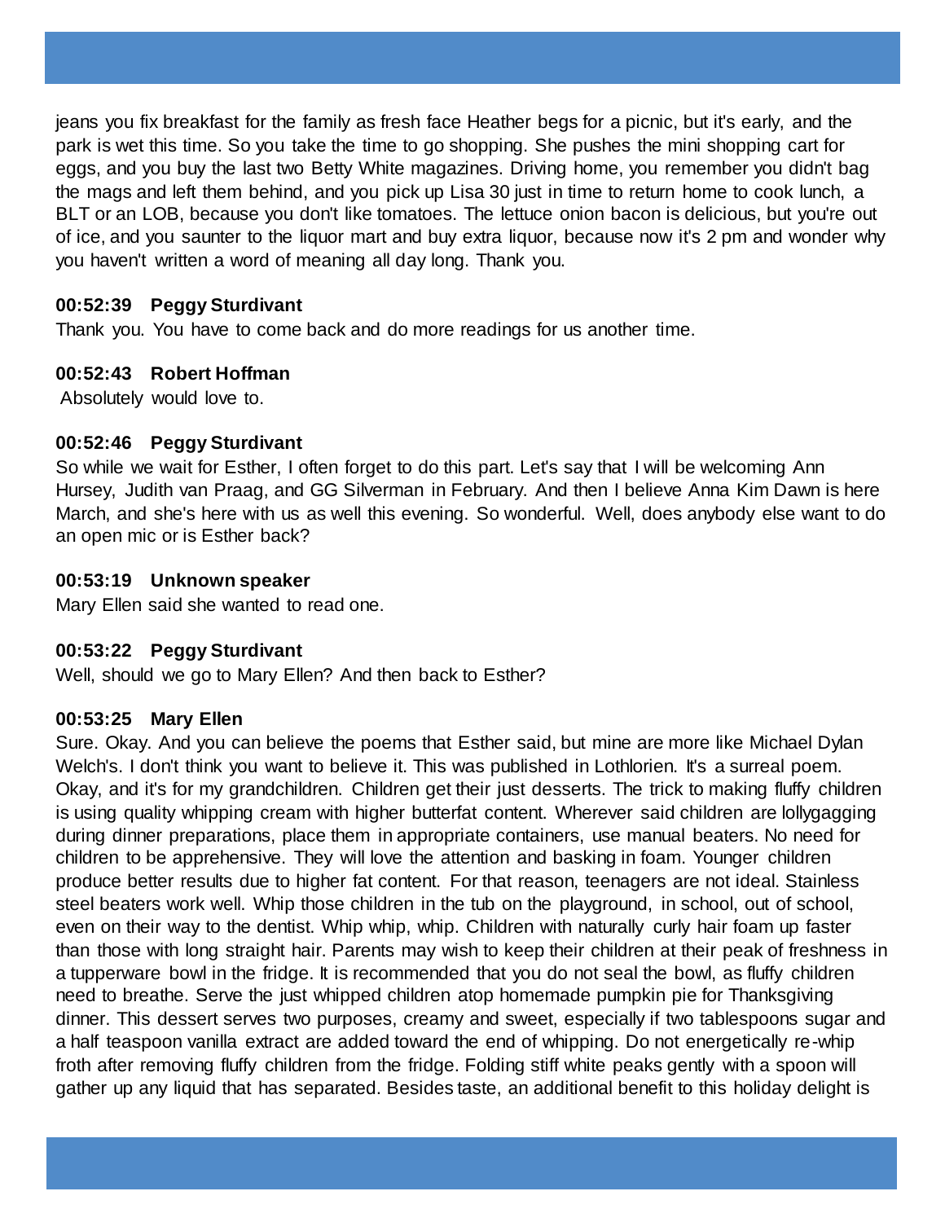jeans you fix breakfast for the family as fresh face Heather begs for a picnic, but it's early, and the park is wet this time. So you take the time to go shopping. She pushes the mini shopping cart for eggs, and you buy the last two Betty White magazines. Driving home, you remember you didn't bag the mags and left them behind, and you pick up Lisa 30 just in time to return home to cook lunch, a BLT or an LOB, because you don't like tomatoes. The lettuce onion bacon is delicious, but you're out of ice, and you saunter to the liquor mart and buy extra liquor, because now it's 2 pm and wonder why you haven't written a word of meaning all day long. Thank you.

**00:52:39 Peggy Sturdivant**
Thank you. You have to come back and do more readings for us another time.

**00:52:43 Robert Hoffman**
Absolutely would love to.

**00:52:46 Peggy Sturdivant**
So while we wait for Esther, I often forget to do this part. Let's say that I will be welcoming Ann Hursey, Judith van Praag, and GG Silverman in February. And then I believe Anna Kim Dawn is here March, and she's here with us as well this evening. So wonderful. Well, does anybody else want to do an open mic or is Esther back?

**00:53:19 Unknown speaker**
Mary Ellen said she wanted to read one.

**00:53:22 Peggy Sturdivant**
Well, should we go to Mary Ellen? And then back to Esther?

**00:53:25 Mary Ellen**
Sure. Okay. And you can believe the poems that Esther said, but mine are more like Michael Dylan Welch's. I don't think you want to believe it. This was published in Lothlorien. It's a surreal poem. Okay, and it's for my grandchildren. Children get their just desserts. The trick to making fluffy children is using quality whipping cream with higher butterfat content. Wherever said children are lollygagging during dinner preparations, place them in appropriate containers, use manual beaters. No need for children to be apprehensive. They will love the attention and basking in foam. Younger children produce better results due to higher fat content. For that reason, teenagers are not ideal. Stainless steel beaters work well. Whip those children in the tub on the playground, in school, out of school, even on their way to the dentist. Whip whip, whip. Children with naturally curly hair foam up faster than those with long straight hair. Parents may wish to keep their children at their peak of freshness in a tupperware bowl in the fridge. It is recommended that you do not seal the bowl, as fluffy children need to breathe. Serve the just whipped children atop homemade pumpkin pie for Thanksgiving dinner. This dessert serves two purposes, creamy and sweet, especially if two tablespoons sugar and a half teaspoon vanilla extract are added toward the end of whipping. Do not energetically re-whip froth after removing fluffy children from the fridge. Folding stiff white peaks gently with a spoon will gather up any liquid that has separated. Besides taste, an additional benefit to this holiday delight is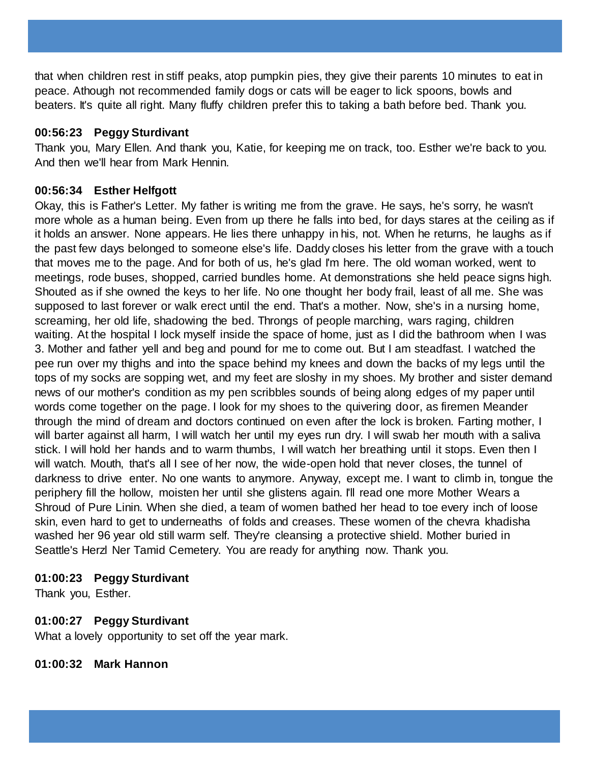that when children rest in stiff peaks, atop pumpkin pies, they give their parents 10 minutes to eat in peace. Athough not recommended family dogs or cats will be eager to lick spoons, bowls and beaters. It's quite all right. Many fluffy children prefer this to taking a bath before bed. Thank you.

**00:56:23 Peggy Sturdivant**
Thank you, Mary Ellen. And thank you, Katie, for keeping me on track, too. Esther we're back to you. And then we'll hear from Mark Hennin.

**00:56:34 Esther Helfgott**
Okay, this is Father's Letter. My father is writing me from the grave. He says, he's sorry, he wasn't more whole as a human being. Even from up there he falls into bed, for days stares at the ceiling as if it holds an answer. None appears. He lies there unhappy in his, not. When he returns, he laughs as if the past few days belonged to someone else's life. Daddy closes his letter from the grave with a touch that moves me to the page. And for both of us, he's glad I'm here. The old woman worked, went to meetings, rode buses, shopped, carried bundles home. At demonstrations she held peace signs high. Shouted as if she owned the keys to her life. No one thought her body frail, least of all me. She was supposed to last forever or walk erect until the end. That's a mother. Now, she's in a nursing home, screaming, her old life, shadowing the bed. Throngs of people marching, wars raging, children waiting. At the hospital I lock myself inside the space of home, just as I did the bathroom when I was 3. Mother and father yell and beg and pound for me to come out. But I am steadfast. I watched the pee run over my thighs and into the space behind my knees and down the backs of my legs until the tops of my socks are sopping wet, and my feet are sloshy in my shoes. My brother and sister demand news of our mother's condition as my pen scribbles sounds of being along edges of my paper until words come together on the page. I look for my shoes to the quivering door, as firemen Meander through the mind of dream and doctors continued on even after the lock is broken. Farting mother, I will barter against all harm, I will watch her until my eyes run dry. I will swab her mouth with a saliva stick. I will hold her hands and to warm thumbs, I will watch her breathing until it stops. Even then I will watch. Mouth, that's all I see of her now, the wide-open hold that never closes, the tunnel of darkness to drive enter. No one wants to anymore. Anyway, except me. I want to climb in, tongue the periphery fill the hollow, moisten her until she glistens again. I'll read one more Mother Wears a Shroud of Pure Linin. When she died, a team of women bathed her head to toe every inch of loose skin, even hard to get to underneaths of folds and creases. These women of the chevra khadisha washed her 96 year old still warm self. They're cleansing a protective shield. Mother buried in Seattle's Herzl Ner Tamid Cemetery. You are ready for anything now. Thank you.

**01:00:23 Peggy Sturdivant**
Thank you, Esther.

**01:00:27 Peggy Sturdivant**
What a lovely opportunity to set off the year mark.

**01:00:32 Mark Hannon**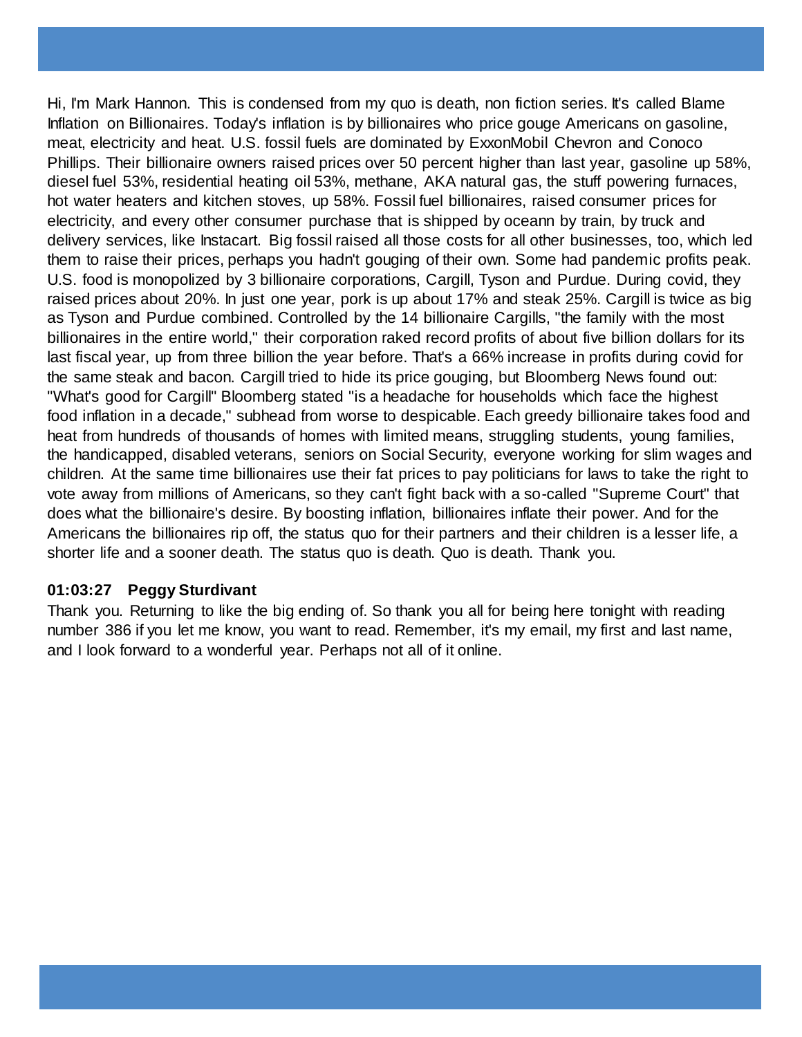Hi, I'm Mark Hannon. This is condensed from my quo is death, non fiction series. It's called Blame Inflation on Billionaires. Today's inflation is by billionaires who price gouge Americans on gasoline, meat, electricity and heat. U.S. fossil fuels are dominated by ExxonMobil Chevron and Conoco Phillips. Their billionaire owners raised prices over 50 percent higher than last year, gasoline up 58%, diesel fuel 53%, residential heating oil 53%, methane, AKA natural gas, the stuff powering furnaces, hot water heaters and kitchen stoves, up 58%. Fossil fuel billionaires, raised consumer prices for electricity, and every other consumer purchase that is shipped by oceann by train, by truck and delivery services, like Instacart. Big fossil raised all those costs for all other businesses, too, which led them to raise their prices, perhaps you hadn't gouging of their own. Some had pandemic profits peak. U.S. food is monopolized by 3 billionaire corporations, Cargill, Tyson and Purdue. During covid, they raised prices about 20%. In just one year, pork is up about 17% and steak 25%. Cargill is twice as big as Tyson and Purdue combined. Controlled by the 14 billionaire Cargills, "the family with the most billionaires in the entire world," their corporation raked record profits of about five billion dollars for its last fiscal year, up from three billion the year before. That's a 66% increase in profits during covid for the same steak and bacon. Cargill tried to hide its price gouging, but Bloomberg News found out: "What's good for Cargill" Bloomberg stated "is a headache for households which face the highest food inflation in a decade," subhead from worse to despicable. Each greedy billionaire takes food and heat from hundreds of thousands of homes with limited means, struggling students, young families, the handicapped, disabled veterans, seniors on Social Security, everyone working for slim wages and children. At the same time billionaires use their fat prices to pay politicians for laws to take the right to vote away from millions of Americans, so they can't fight back with a so-called "Supreme Court" that does what the billionaire's desire. By boosting inflation, billionaires inflate their power. And for the Americans the billionaires rip off, the status quo for their partners and their children is a lesser life, a shorter life and a sooner death. The status quo is death. Quo is death. Thank you.

**01:03:27 Peggy Sturdivant**

Thank you. Returning to like the big ending of. So thank you all for being here tonight with reading number 386 if you let me know, you want to read. Remember, it's my email, my first and last name, and I look forward to a wonderful year. Perhaps not all of it online.